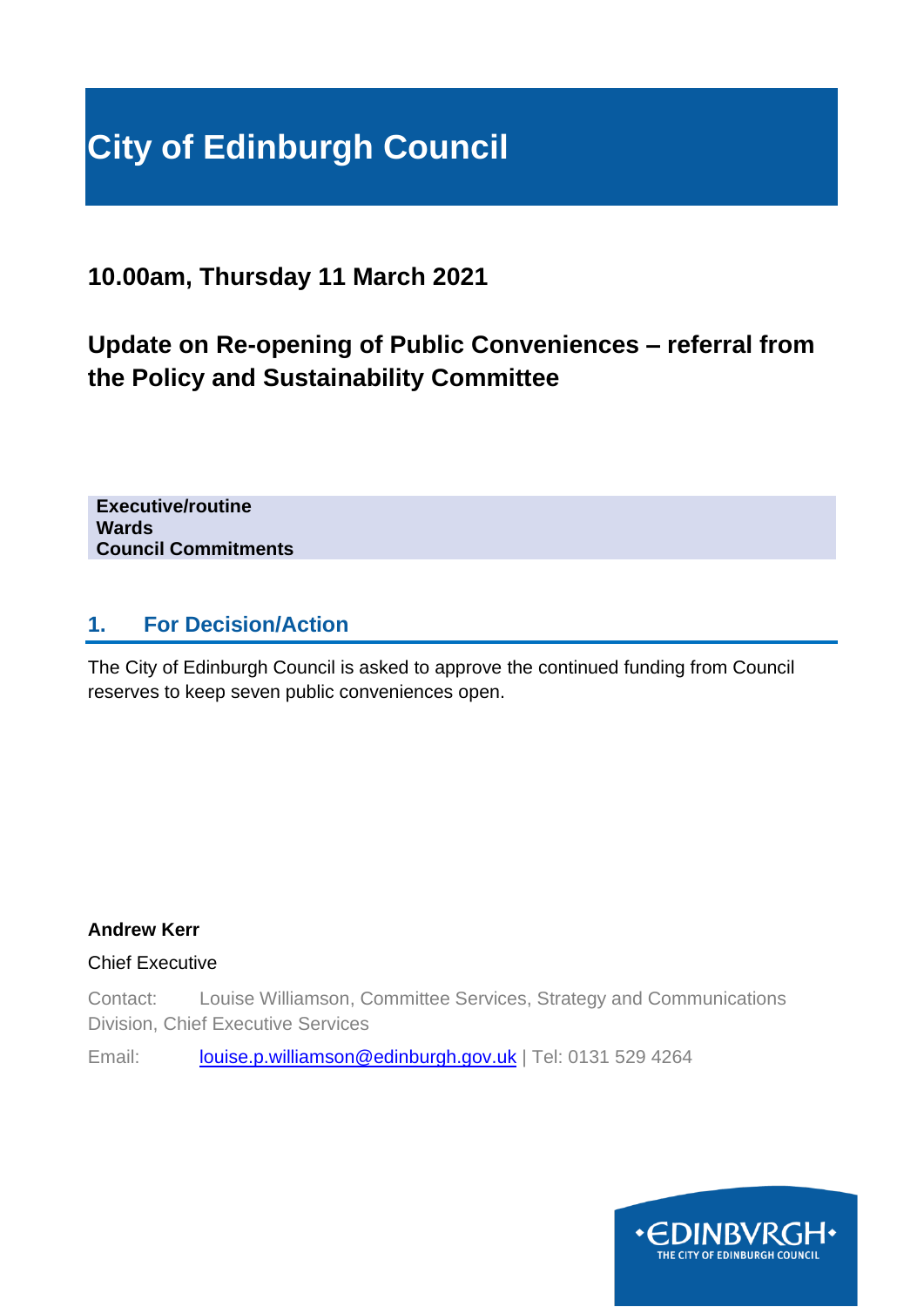# City of Edinburgh Council

## 10.00am, Thursday 11 March 2021

## Update on Re-opening of Public Conveniences – referral from the Policy and Sustainability Committee

**Executive/routine**
**Wards**
**Council Commitments**

## 1. For Decision/Action

The City of Edinburgh Council is asked to approve the continued funding from Council reserves to keep seven public conveniences open.

**Andrew Kerr**

Chief Executive

Contact: Louise Williamson, Committee Services, Strategy and Communications Division, Chief Executive Services

Email: louise.p.williamson@edinburgh.gov.uk | Tel: 0131 529 4264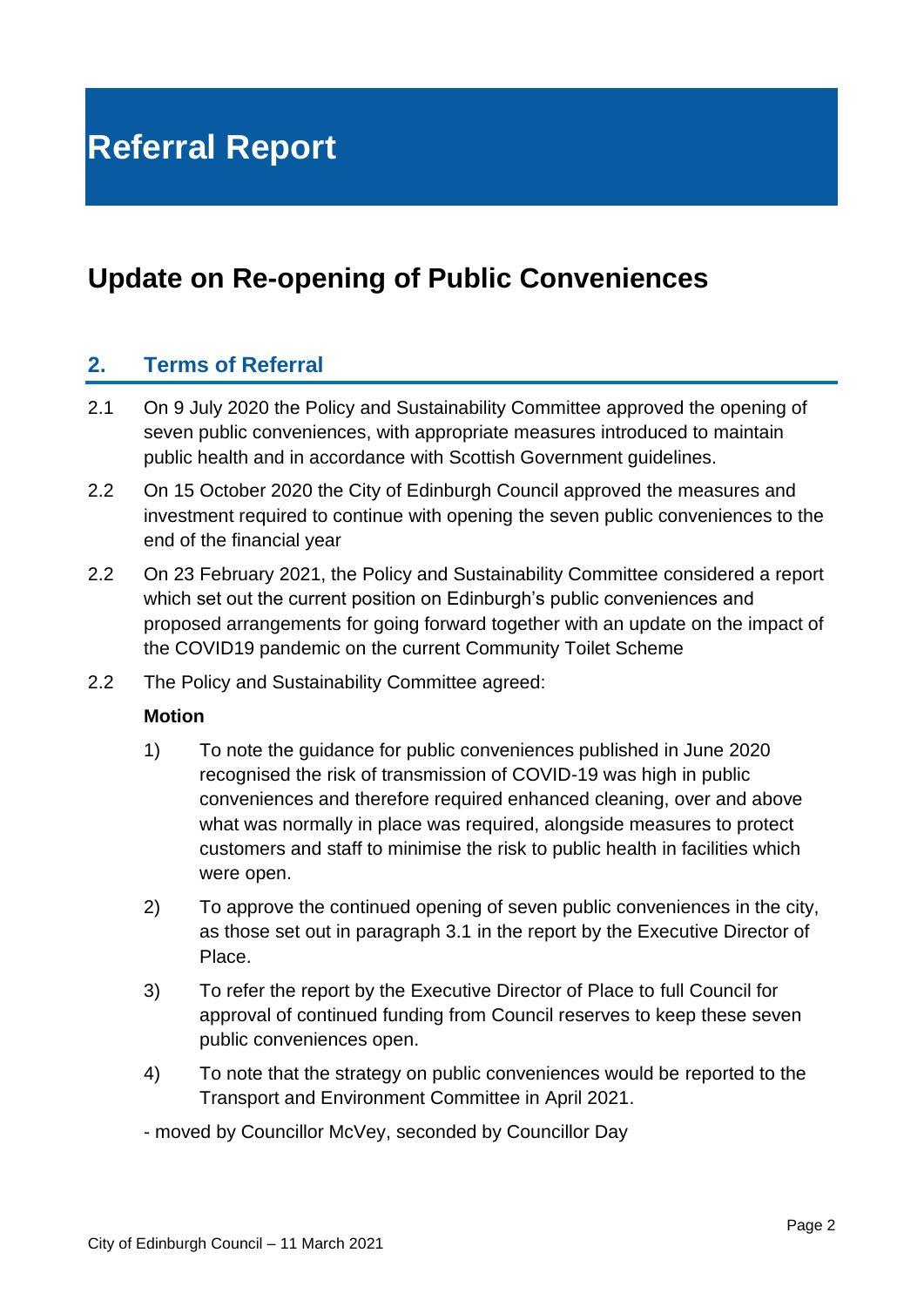# Referral Report

## Update on Re-opening of Public Conveniences

## 2. Terms of Referral

2.1 On 9 July 2020 the Policy and Sustainability Committee approved the opening of seven public conveniences, with appropriate measures introduced to maintain public health and in accordance with Scottish Government guidelines.

2.2 On 15 October 2020 the City of Edinburgh Council approved the measures and investment required to continue with opening the seven public conveniences to the end of the financial year

2.2 On 23 February 2021, the Policy and Sustainability Committee considered a report which set out the current position on Edinburgh's public conveniences and proposed arrangements for going forward together with an update on the impact of the COVID19 pandemic on the current Community Toilet Scheme

2.2 The Policy and Sustainability Committee agreed:

**Motion**

1) To note the guidance for public conveniences published in June 2020 recognised the risk of transmission of COVID-19 was high in public conveniences and therefore required enhanced cleaning, over and above what was normally in place was required, alongside measures to protect customers and staff to minimise the risk to public health in facilities which were open.

2) To approve the continued opening of seven public conveniences in the city, as those set out in paragraph 3.1 in the report by the Executive Director of Place.

3) To refer the report by the Executive Director of Place to full Council for approval of continued funding from Council reserves to keep these seven public conveniences open.

4) To note that the strategy on public conveniences would be reported to the Transport and Environment Committee in April 2021.

- moved by Councillor McVey, seconded by Councillor Day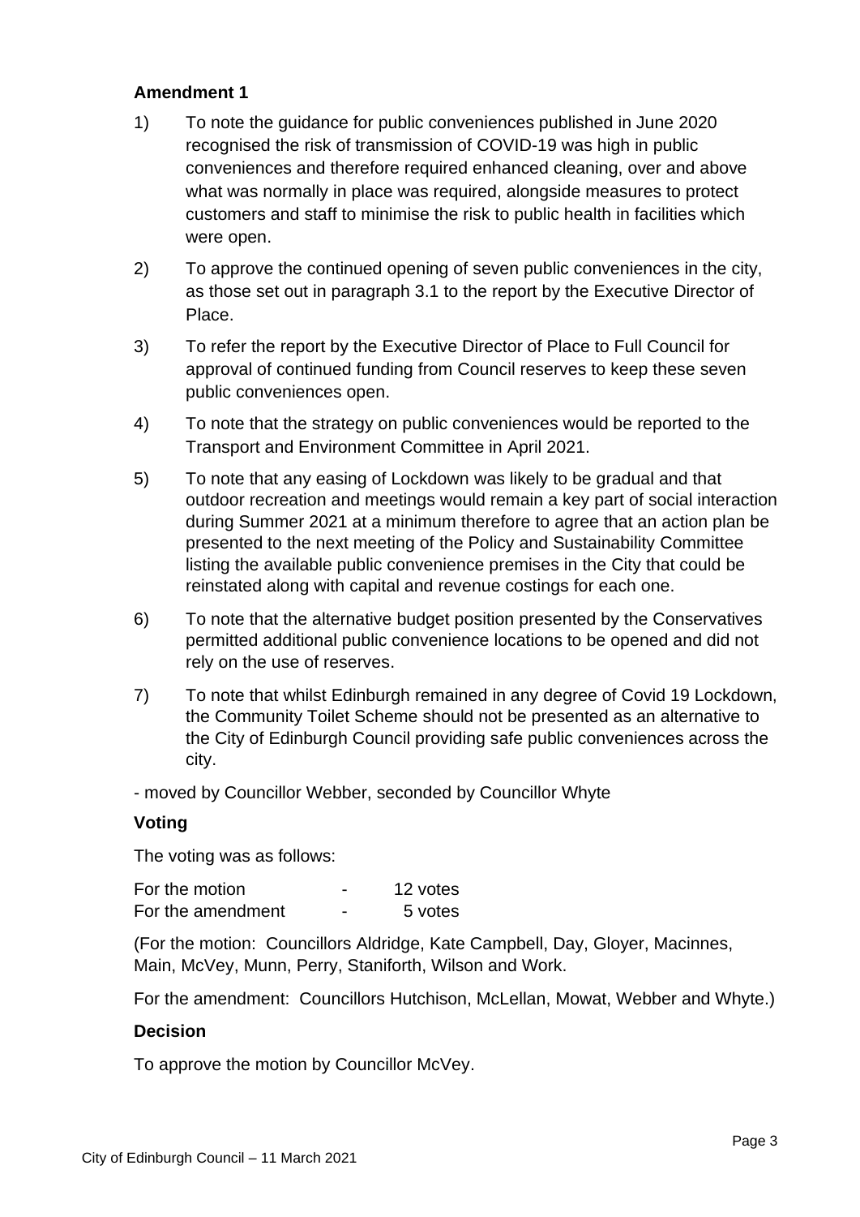**Amendment 1**

1) To note the guidance for public conveniences published in June 2020 recognised the risk of transmission of COVID-19 was high in public conveniences and therefore required enhanced cleaning, over and above what was normally in place was required, alongside measures to protect customers and staff to minimise the risk to public health in facilities which were open.

2) To approve the continued opening of seven public conveniences in the city, as those set out in paragraph 3.1 to the report by the Executive Director of Place.

3) To refer the report by the Executive Director of Place to Full Council for approval of continued funding from Council reserves to keep these seven public conveniences open.

4) To note that the strategy on public conveniences would be reported to the Transport and Environment Committee in April 2021.

5) To note that any easing of Lockdown was likely to be gradual and that outdoor recreation and meetings would remain a key part of social interaction during Summer 2021 at a minimum therefore to agree that an action plan be presented to the next meeting of the Policy and Sustainability Committee listing the available public convenience premises in the City that could be reinstated along with capital and revenue costings for each one.

6) To note that the alternative budget position presented by the Conservatives permitted additional public convenience locations to be opened and did not rely on the use of reserves.

7) To note that whilst Edinburgh remained in any degree of Covid 19 Lockdown, the Community Toilet Scheme should not be presented as an alternative to the City of Edinburgh Council providing safe public conveniences across the city.

- moved by Councillor Webber, seconded by Councillor Whyte

**Voting**

The voting was as follows:

| | | |
|---|---|---|
| For the motion | - | 12 votes |
| For the amendment | - | 5 votes |

(For the motion: Councillors Aldridge, Kate Campbell, Day, Gloyer, Macinnes, Main, McVey, Munn, Perry, Staniforth, Wilson and Work.

For the amendment: Councillors Hutchison, McLellan, Mowat, Webber and Whyte.)

**Decision**

To approve the motion by Councillor McVey.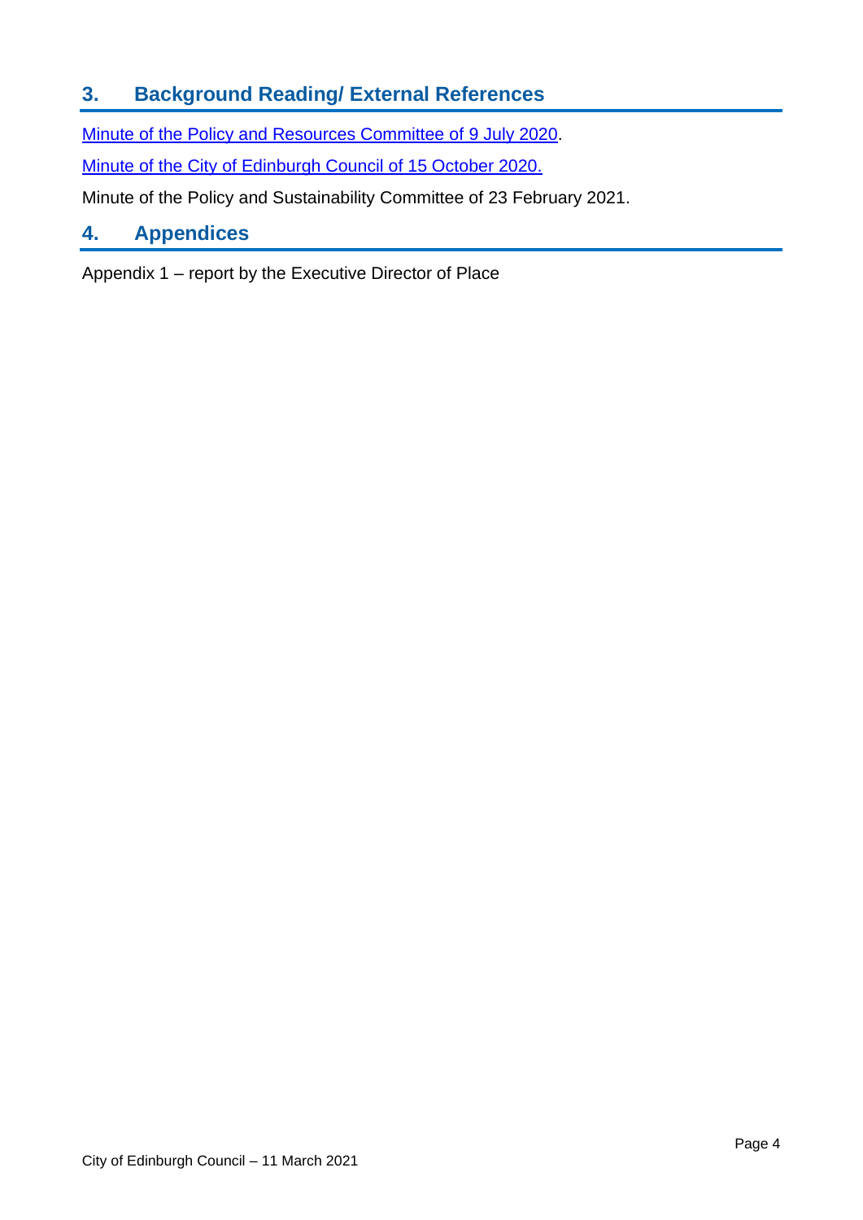## 3. Background Reading/ External References

[Minute of the Policy and Resources Committee of 9 July 2020].

[Minute of the City of Edinburgh Council of 15 October 2020.]

Minute of the Policy and Sustainability Committee of 23 February 2021.

## 4. Appendices

Appendix 1 – report by the Executive Director of Place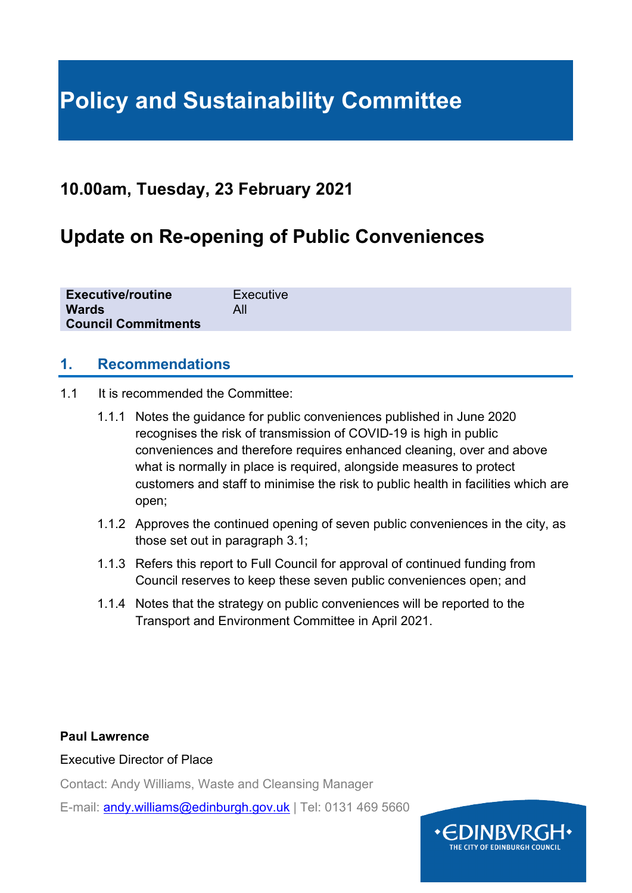# Policy and Sustainability Committee

## 10.00am, Tuesday, 23 February 2021

## Update on Re-opening of Public Conveniences

| | |
|---|---|
| **Executive/routine** | Executive |
| **Wards** | All |
| **Council Commitments** | |

## 1. Recommendations

1.1 It is recommended the Committee:

1.1.1 Notes the guidance for public conveniences published in June 2020 recognises the risk of transmission of COVID-19 is high in public conveniences and therefore requires enhanced cleaning, over and above what is normally in place is required, alongside measures to protect customers and staff to minimise the risk to public health in facilities which are open;

1.1.2 Approves the continued opening of seven public conveniences in the city, as those set out in paragraph 3.1;

1.1.3 Refers this report to Full Council for approval of continued funding from Council reserves to keep these seven public conveniences open; and

1.1.4 Notes that the strategy on public conveniences will be reported to the Transport and Environment Committee in April 2021.

**Paul Lawrence**

Executive Director of Place

Contact: Andy Williams, Waste and Cleansing Manager

E-mail: andy.williams@edinburgh.gov.uk | Tel: 0131 469 5660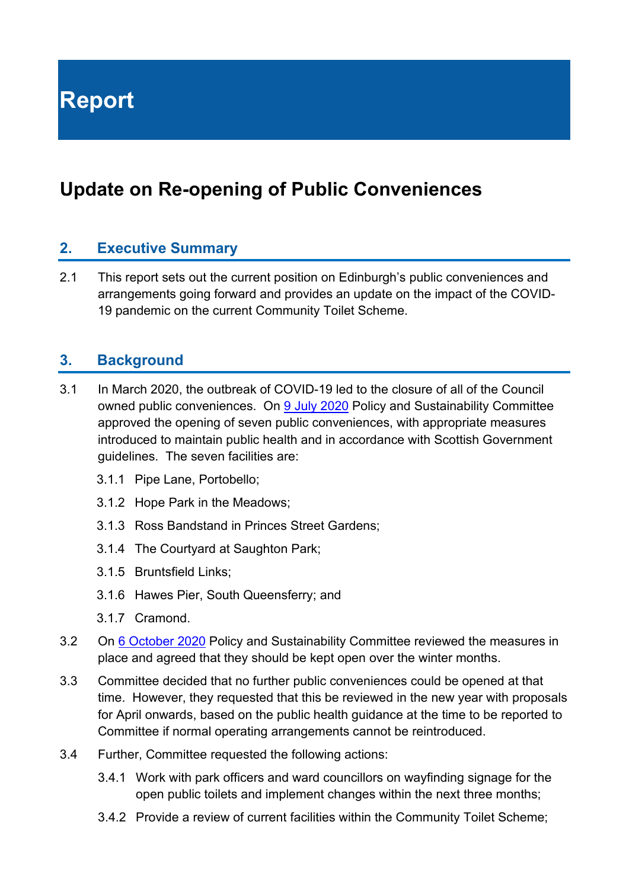# Report

## Update on Re-opening of Public Conveniences

### 2. Executive Summary

2.1 This report sets out the current position on Edinburgh's public conveniences and arrangements going forward and provides an update on the impact of the COVID-19 pandemic on the current Community Toilet Scheme.

### 3. Background

3.1 In March 2020, the outbreak of COVID-19 led to the closure of all of the Council owned public conveniences. On [9 July 2020](#) Policy and Sustainability Committee approved the opening of seven public conveniences, with appropriate measures introduced to maintain public health and in accordance with Scottish Government guidelines. The seven facilities are:

- 3.1.1 Pipe Lane, Portobello;
- 3.1.2 Hope Park in the Meadows;
- 3.1.3 Ross Bandstand in Princes Street Gardens;
- 3.1.4 The Courtyard at Saughton Park;
- 3.1.5 Bruntsfield Links;
- 3.1.6 Hawes Pier, South Queensferry; and
- 3.1.7 Cramond.

3.2 On [6 October 2020](#) Policy and Sustainability Committee reviewed the measures in place and agreed that they should be kept open over the winter months.

3.3 Committee decided that no further public conveniences could be opened at that time. However, they requested that this be reviewed in the new year with proposals for April onwards, based on the public health guidance at the time to be reported to Committee if normal operating arrangements cannot be reintroduced.

3.4 Further, Committee requested the following actions:

- 3.4.1 Work with park officers and ward councillors on wayfinding signage for the open public toilets and implement changes within the next three months;
- 3.4.2 Provide a review of current facilities within the Community Toilet Scheme;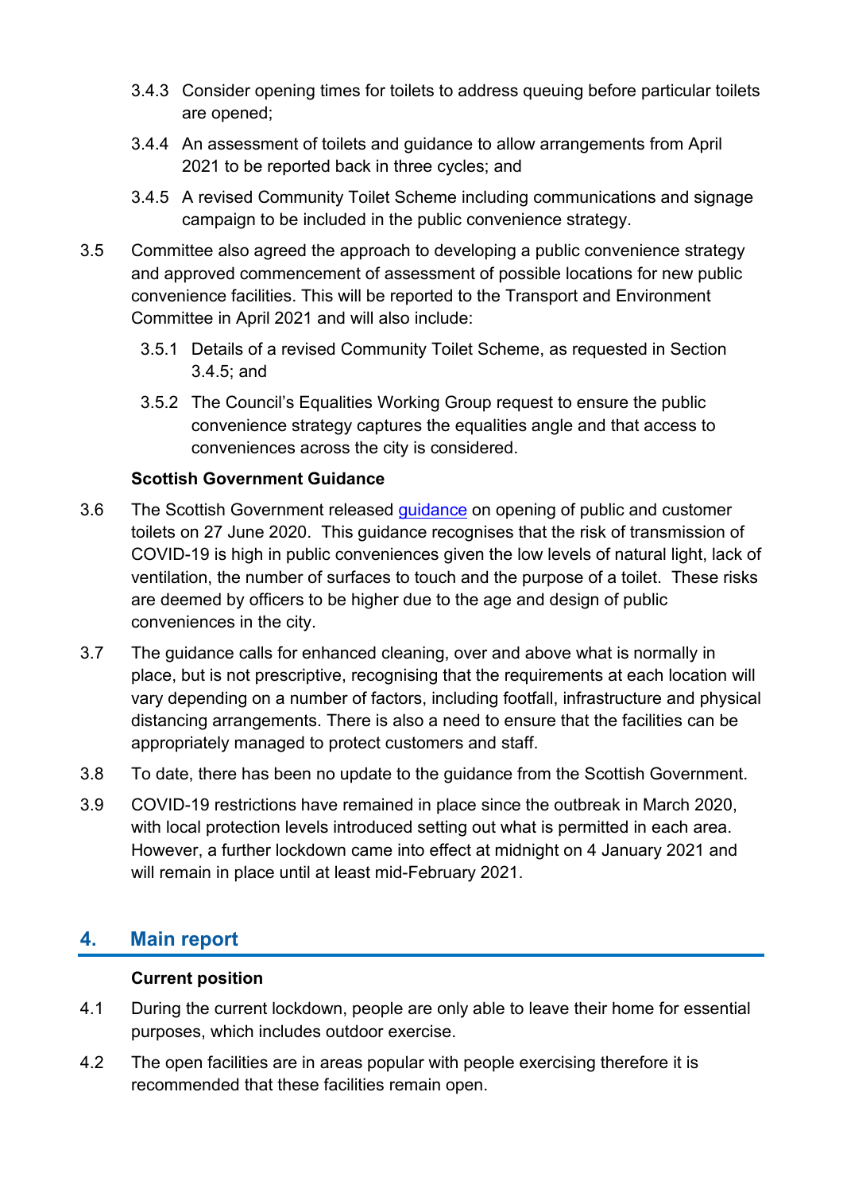3.4.3 Consider opening times for toilets to address queuing before particular toilets are opened;

3.4.4 An assessment of toilets and guidance to allow arrangements from April 2021 to be reported back in three cycles; and

3.4.5 A revised Community Toilet Scheme including communications and signage campaign to be included in the public convenience strategy.

3.5 Committee also agreed the approach to developing a public convenience strategy and approved commencement of assessment of possible locations for new public convenience facilities. This will be reported to the Transport and Environment Committee in April 2021 and will also include:

3.5.1 Details of a revised Community Toilet Scheme, as requested in Section 3.4.5; and

3.5.2 The Council's Equalities Working Group request to ensure the public convenience strategy captures the equalities angle and that access to conveniences across the city is considered.

**Scottish Government Guidance**

3.6 The Scottish Government released guidance on opening of public and customer toilets on 27 June 2020. This guidance recognises that the risk of transmission of COVID-19 is high in public conveniences given the low levels of natural light, lack of ventilation, the number of surfaces to touch and the purpose of a toilet. These risks are deemed by officers to be higher due to the age and design of public conveniences in the city.

3.7 The guidance calls for enhanced cleaning, over and above what is normally in place, but is not prescriptive, recognising that the requirements at each location will vary depending on a number of factors, including footfall, infrastructure and physical distancing arrangements. There is also a need to ensure that the facilities can be appropriately managed to protect customers and staff.

3.8 To date, there has been no update to the guidance from the Scottish Government.

3.9 COVID-19 restrictions have remained in place since the outbreak in March 2020, with local protection levels introduced setting out what is permitted in each area. However, a further lockdown came into effect at midnight on 4 January 2021 and will remain in place until at least mid-February 2021.

## 4. Main report

**Current position**

4.1 During the current lockdown, people are only able to leave their home for essential purposes, which includes outdoor exercise.

4.2 The open facilities are in areas popular with people exercising therefore it is recommended that these facilities remain open.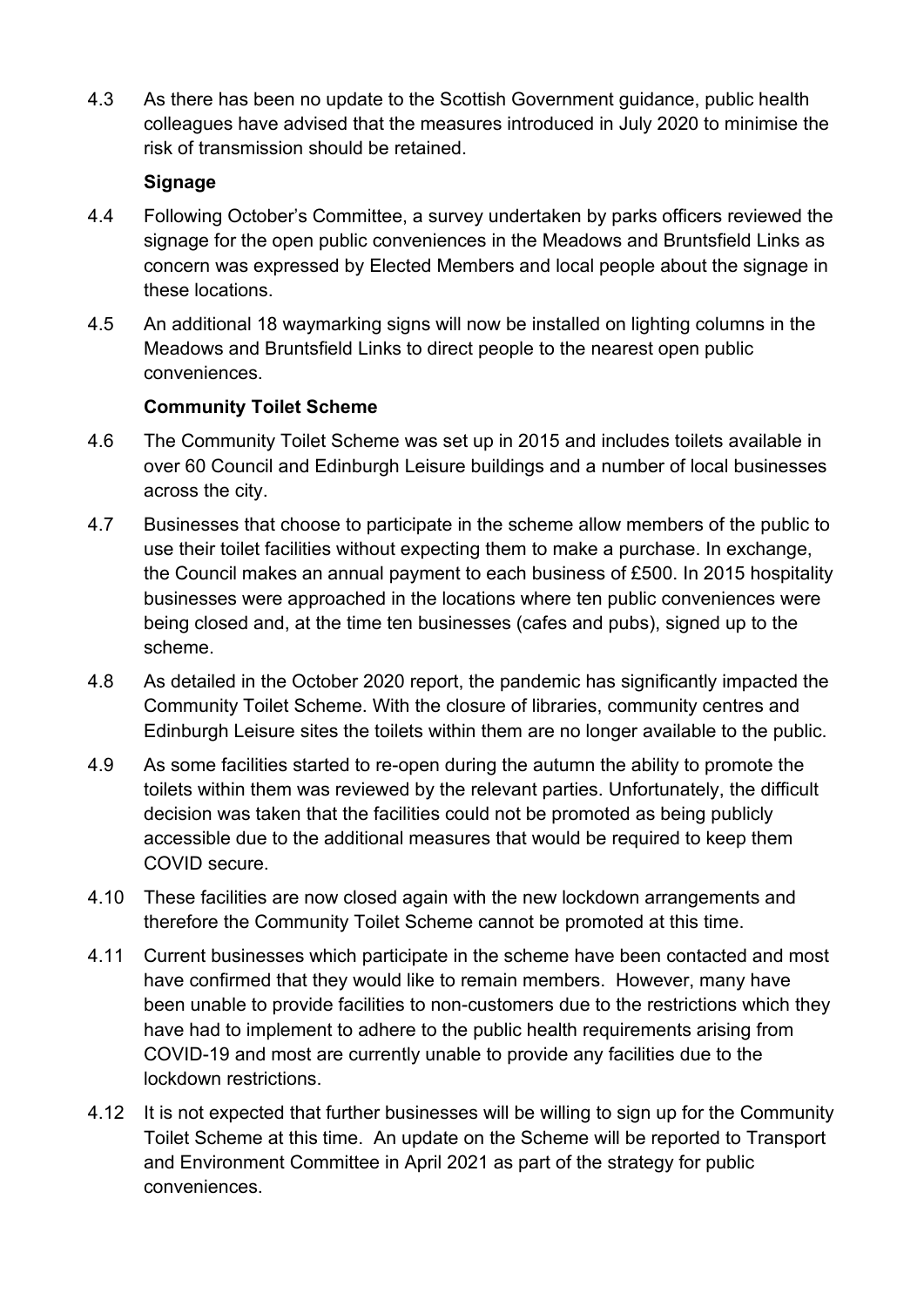4.3 As there has been no update to the Scottish Government guidance, public health colleagues have advised that the measures introduced in July 2020 to minimise the risk of transmission should be retained.

**Signage**

4.4 Following October's Committee, a survey undertaken by parks officers reviewed the signage for the open public conveniences in the Meadows and Bruntsfield Links as concern was expressed by Elected Members and local people about the signage in these locations.

4.5 An additional 18 waymarking signs will now be installed on lighting columns in the Meadows and Bruntsfield Links to direct people to the nearest open public conveniences.

**Community Toilet Scheme**

4.6 The Community Toilet Scheme was set up in 2015 and includes toilets available in over 60 Council and Edinburgh Leisure buildings and a number of local businesses across the city.

4.7 Businesses that choose to participate in the scheme allow members of the public to use their toilet facilities without expecting them to make a purchase. In exchange, the Council makes an annual payment to each business of £500. In 2015 hospitality businesses were approached in the locations where ten public conveniences were being closed and, at the time ten businesses (cafes and pubs), signed up to the scheme.

4.8 As detailed in the October 2020 report, the pandemic has significantly impacted the Community Toilet Scheme. With the closure of libraries, community centres and Edinburgh Leisure sites the toilets within them are no longer available to the public.

4.9 As some facilities started to re-open during the autumn the ability to promote the toilets within them was reviewed by the relevant parties. Unfortunately, the difficult decision was taken that the facilities could not be promoted as being publicly accessible due to the additional measures that would be required to keep them COVID secure.

4.10 These facilities are now closed again with the new lockdown arrangements and therefore the Community Toilet Scheme cannot be promoted at this time.

4.11 Current businesses which participate in the scheme have been contacted and most have confirmed that they would like to remain members. However, many have been unable to provide facilities to non-customers due to the restrictions which they have had to implement to adhere to the public health requirements arising from COVID-19 and most are currently unable to provide any facilities due to the lockdown restrictions.

4.12 It is not expected that further businesses will be willing to sign up for the Community Toilet Scheme at this time. An update on the Scheme will be reported to Transport and Environment Committee in April 2021 as part of the strategy for public conveniences.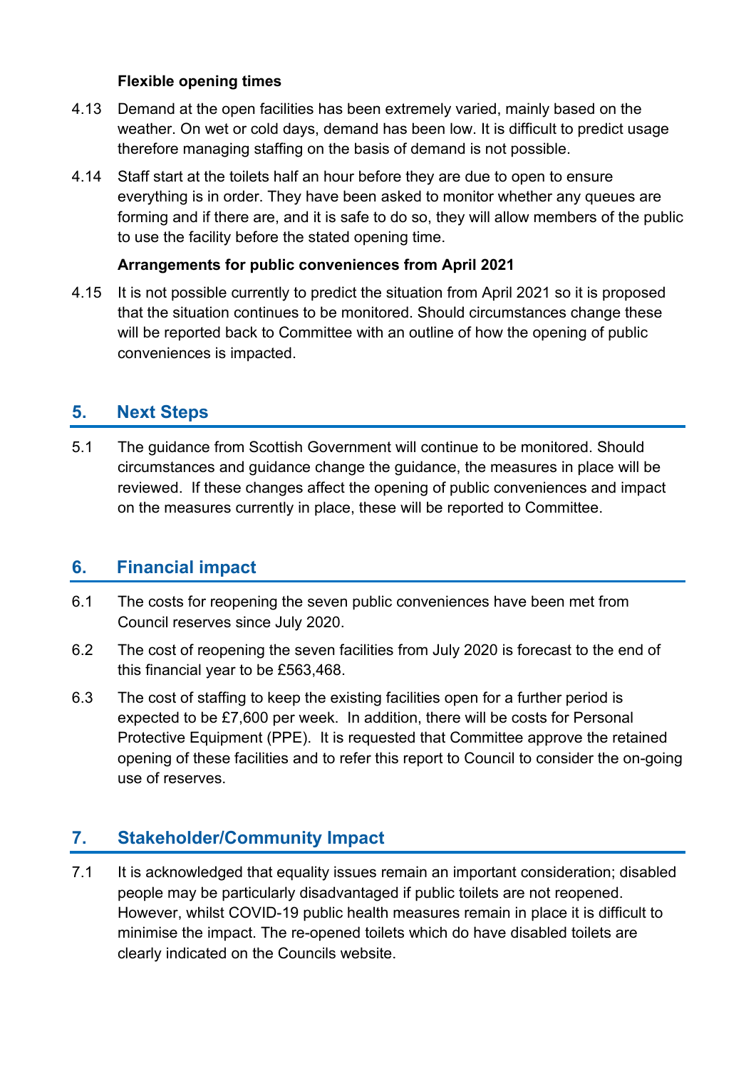**Flexible opening times**

4.13 Demand at the open facilities has been extremely varied, mainly based on the weather. On wet or cold days, demand has been low. It is difficult to predict usage therefore managing staffing on the basis of demand is not possible.

4.14 Staff start at the toilets half an hour before they are due to open to ensure everything is in order. They have been asked to monitor whether any queues are forming and if there are, and it is safe to do so, they will allow members of the public to use the facility before the stated opening time.

**Arrangements for public conveniences from April 2021**

4.15 It is not possible currently to predict the situation from April 2021 so it is proposed that the situation continues to be monitored. Should circumstances change these will be reported back to Committee with an outline of how the opening of public conveniences is impacted.

## 5. Next Steps

5.1 The guidance from Scottish Government will continue to be monitored. Should circumstances and guidance change the guidance, the measures in place will be reviewed. If these changes affect the opening of public conveniences and impact on the measures currently in place, these will be reported to Committee.

## 6. Financial impact

6.1 The costs for reopening the seven public conveniences have been met from Council reserves since July 2020.

6.2 The cost of reopening the seven facilities from July 2020 is forecast to the end of this financial year to be £563,468.

6.3 The cost of staffing to keep the existing facilities open for a further period is expected to be £7,600 per week. In addition, there will be costs for Personal Protective Equipment (PPE). It is requested that Committee approve the retained opening of these facilities and to refer this report to Council to consider the on-going use of reserves.

## 7. Stakeholder/Community Impact

7.1 It is acknowledged that equality issues remain an important consideration; disabled people may be particularly disadvantaged if public toilets are not reopened. However, whilst COVID-19 public health measures remain in place it is difficult to minimise the impact. The re-opened toilets which do have disabled toilets are clearly indicated on the Councils website.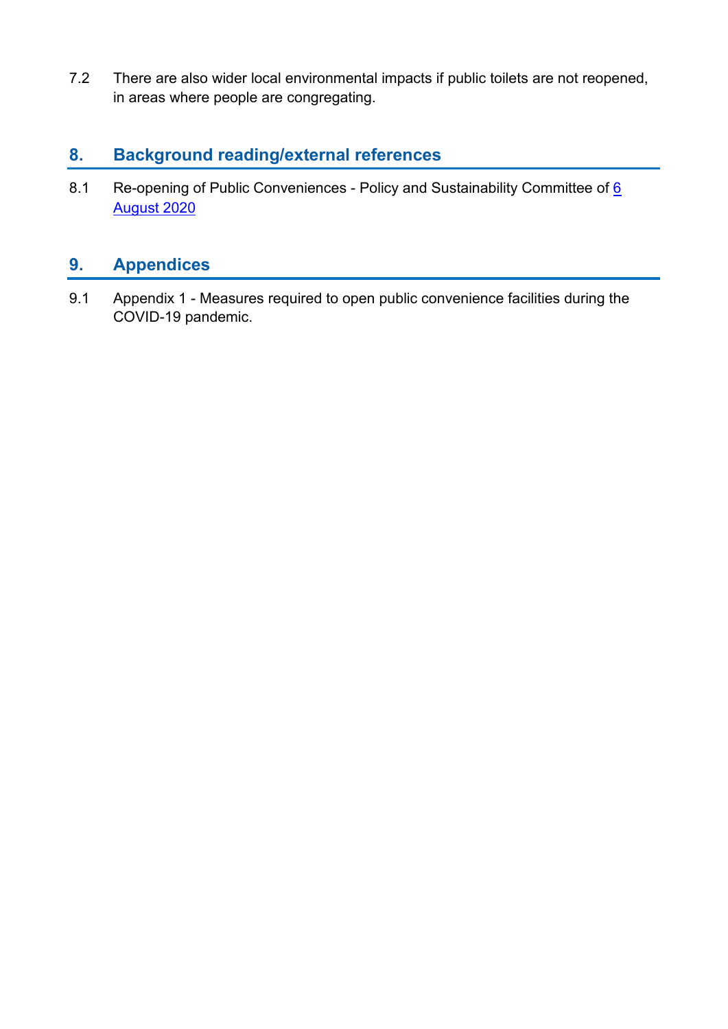7.2 There are also wider local environmental impacts if public toilets are not reopened, in areas where people are congregating.

## 8. Background reading/external references

8.1 Re-opening of Public Conveniences - Policy and Sustainability Committee of 6 August 2020

## 9. Appendices

9.1 Appendix 1 - Measures required to open public convenience facilities during the COVID-19 pandemic.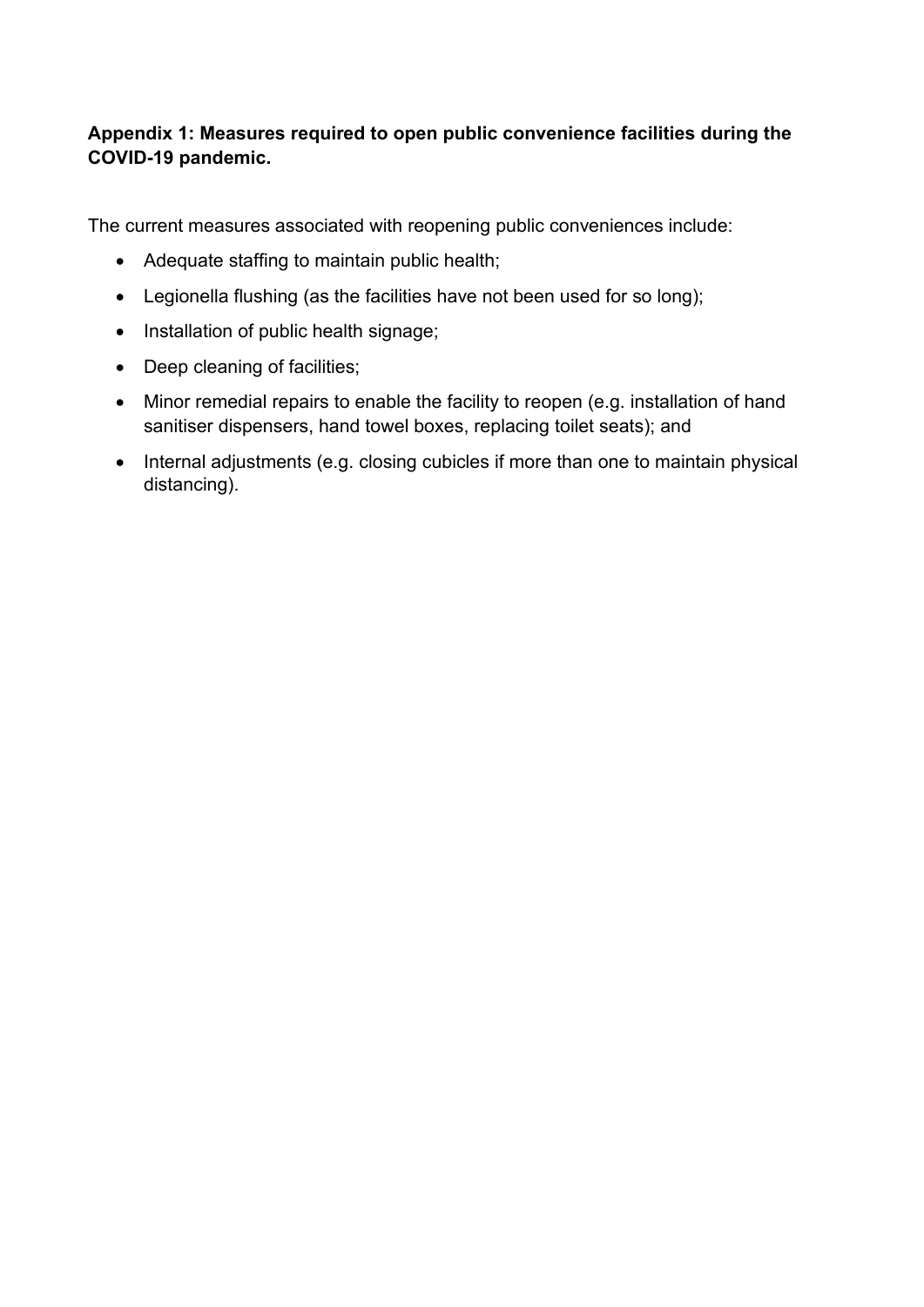**Appendix 1: Measures required to open public convenience facilities during the COVID-19 pandemic.**

The current measures associated with reopening public conveniences include:

- Adequate staffing to maintain public health;
- Legionella flushing (as the facilities have not been used for so long);
- Installation of public health signage;
- Deep cleaning of facilities;
- Minor remedial repairs to enable the facility to reopen (e.g. installation of hand sanitiser dispensers, hand towel boxes, replacing toilet seats); and
- Internal adjustments (e.g. closing cubicles if more than one to maintain physical distancing).